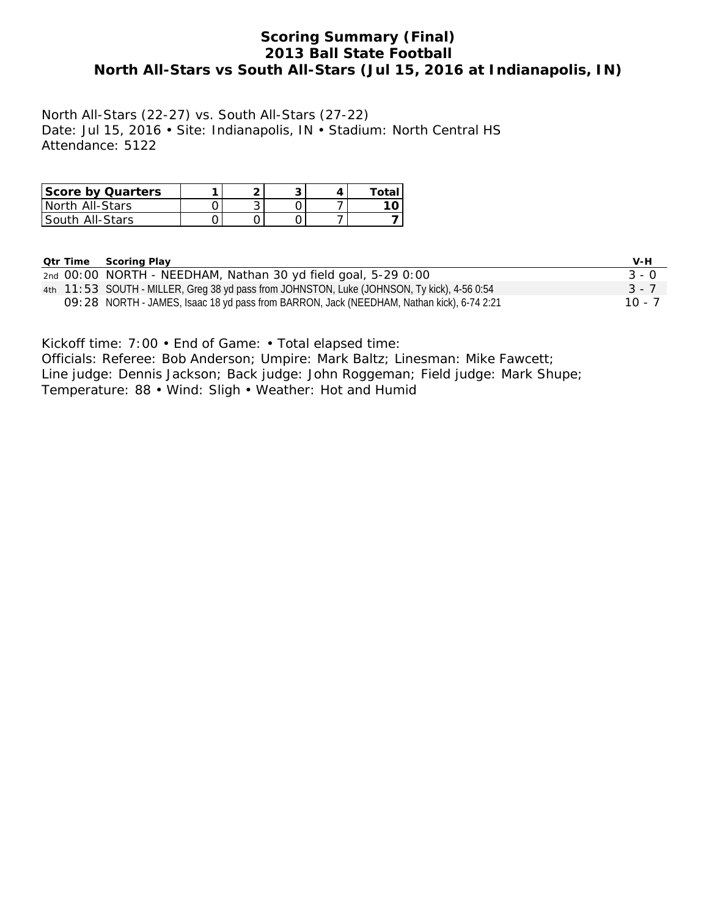# Scoring Summary (Final)
## 2013 Ball State Football
## North All-Stars vs South All-Stars (Jul 15, 2016 at Indianapolis, IN)

North All-Stars (22-27) vs. South All-Stars (27-22)
Date: Jul 15, 2016 • Site: Indianapolis, IN • Stadium: North Central HS
Attendance: 5122

| Score by Quarters | 1 | 2 | 3 | 4 | Total |
|---|---|---|---|---|---|
| North All-Stars | 0 | 3 | 0 | 7 | **10** |
| South All-Stars | 0 | 0 | 0 | 7 | **7** |

| Qtr | Time | Scoring Play | V-H |
|---|---|---|---|
| 2nd | 00:00 | NORTH - NEEDHAM, Nathan 30 yd field goal, 5-29 0:00 | 3 - 0 |
| 4th | 11:53 | SOUTH - MILLER, Greg 38 yd pass from JOHNSTON, Luke (JOHNSON, Ty kick), 4-56 0:54 | 3 - 7 |
| | 09:28 | NORTH - JAMES, Isaac 18 yd pass from BARRON, Jack (NEEDHAM, Nathan kick), 6-74 2:21 | 10 - 7 |

Kickoff time: 7:00 • End of Game: • Total elapsed time:
Officials: Referee: Bob Anderson; Umpire: Mark Baltz; Linesman: Mike Fawcett;
Line judge: Dennis Jackson; Back judge: John Roggeman; Field judge: Mark Shupe;
Temperature: 88 • Wind: Sligh • Weather: Hot and Humid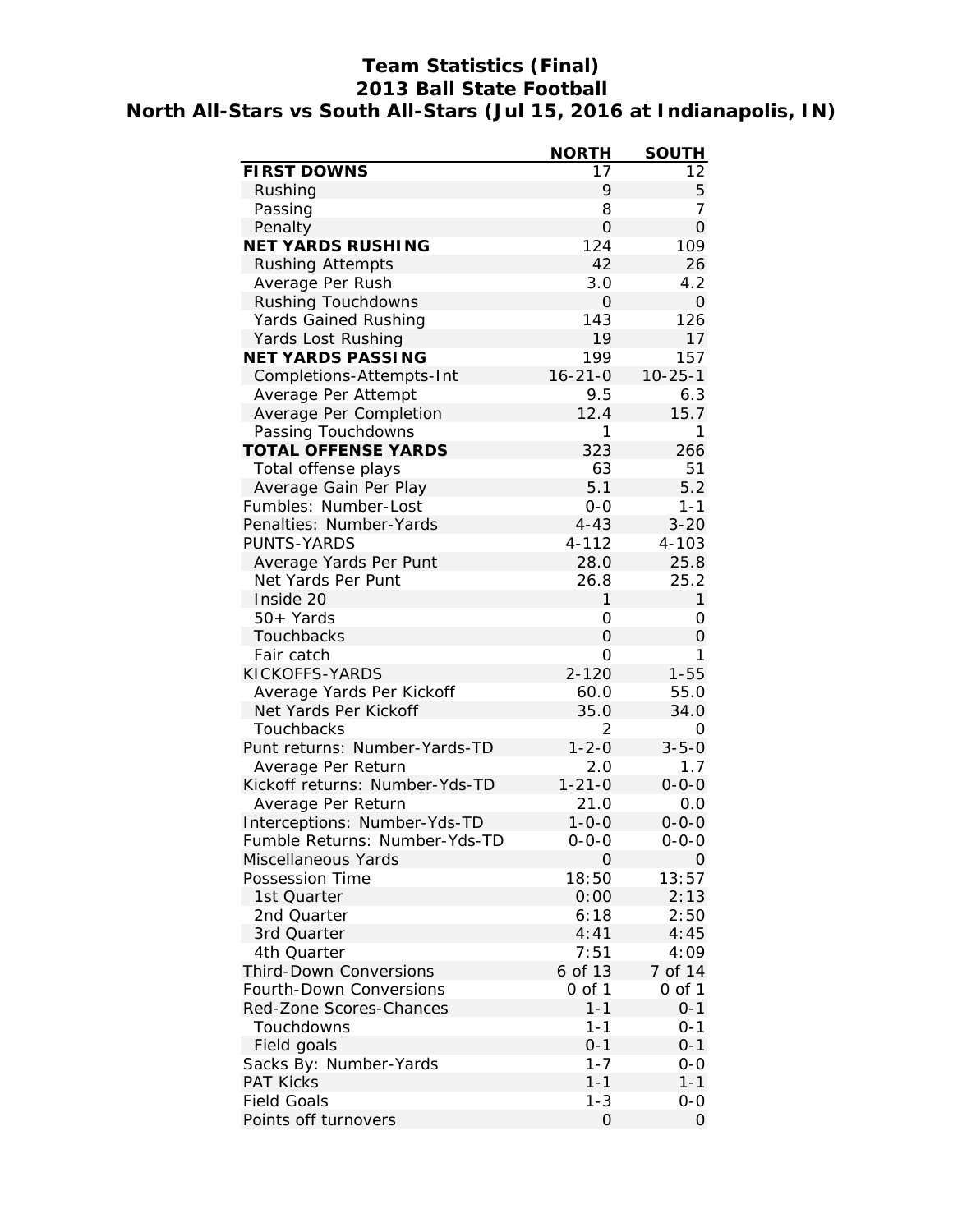# Team Statistics (Final)
## 2013 Ball State Football
### North All-Stars vs South All-Stars (Jul 15, 2016 at Indianapolis, IN)

| | NORTH | SOUTH |
|---|---|---|
| **FIRST DOWNS** | 17 | 12 |
| Rushing | 9 | 5 |
| Passing | 8 | 7 |
| Penalty | 0 | 0 |
| **NET YARDS RUSHING** | 124 | 109 |
| Rushing Attempts | 42 | 26 |
| Average Per Rush | 3.0 | 4.2 |
| Rushing Touchdowns | 0 | 0 |
| Yards Gained Rushing | 143 | 126 |
| Yards Lost Rushing | 19 | 17 |
| **NET YARDS PASSING** | 199 | 157 |
| Completions-Attempts-Int | 16-21-0 | 10-25-1 |
| Average Per Attempt | 9.5 | 6.3 |
| Average Per Completion | 12.4 | 15.7 |
| Passing Touchdowns | 1 | 1 |
| **TOTAL OFFENSE YARDS** | 323 | 266 |
| Total offense plays | 63 | 51 |
| Average Gain Per Play | 5.1 | 5.2 |
| Fumbles: Number-Lost | 0-0 | 1-1 |
| Penalties: Number-Yards | 4-43 | 3-20 |
| PUNTS-YARDS | 4-112 | 4-103 |
| Average Yards Per Punt | 28.0 | 25.8 |
| Net Yards Per Punt | 26.8 | 25.2 |
| Inside 20 | 1 | 1 |
| 50+ Yards | 0 | 0 |
| Touchbacks | 0 | 0 |
| Fair catch | 0 | 1 |
| KICKOFFS-YARDS | 2-120 | 1-55 |
| Average Yards Per Kickoff | 60.0 | 55.0 |
| Net Yards Per Kickoff | 35.0 | 34.0 |
| Touchbacks | 2 | 0 |
| Punt returns: Number-Yards-TD | 1-2-0 | 3-5-0 |
| Average Per Return | 2.0 | 1.7 |
| Kickoff returns: Number-Yds-TD | 1-21-0 | 0-0-0 |
| Average Per Return | 21.0 | 0.0 |
| Interceptions: Number-Yds-TD | 1-0-0 | 0-0-0 |
| Fumble Returns: Number-Yds-TD | 0-0-0 | 0-0-0 |
| Miscellaneous Yards | 0 | 0 |
| Possession Time | 18:50 | 13:57 |
| 1st Quarter | 0:00 | 2:13 |
| 2nd Quarter | 6:18 | 2:50 |
| 3rd Quarter | 4:41 | 4:45 |
| 4th Quarter | 7:51 | 4:09 |
| Third-Down Conversions | 6 of 13 | 7 of 14 |
| Fourth-Down Conversions | 0 of 1 | 0 of 1 |
| Red-Zone Scores-Chances | 1-1 | 0-1 |
| Touchdowns | 1-1 | 0-1 |
| Field goals | 0-1 | 0-1 |
| Sacks By: Number-Yards | 1-7 | 0-0 |
| PAT Kicks | 1-1 | 1-1 |
| Field Goals | 1-3 | 0-0 |
| Points off turnovers | 0 | 0 |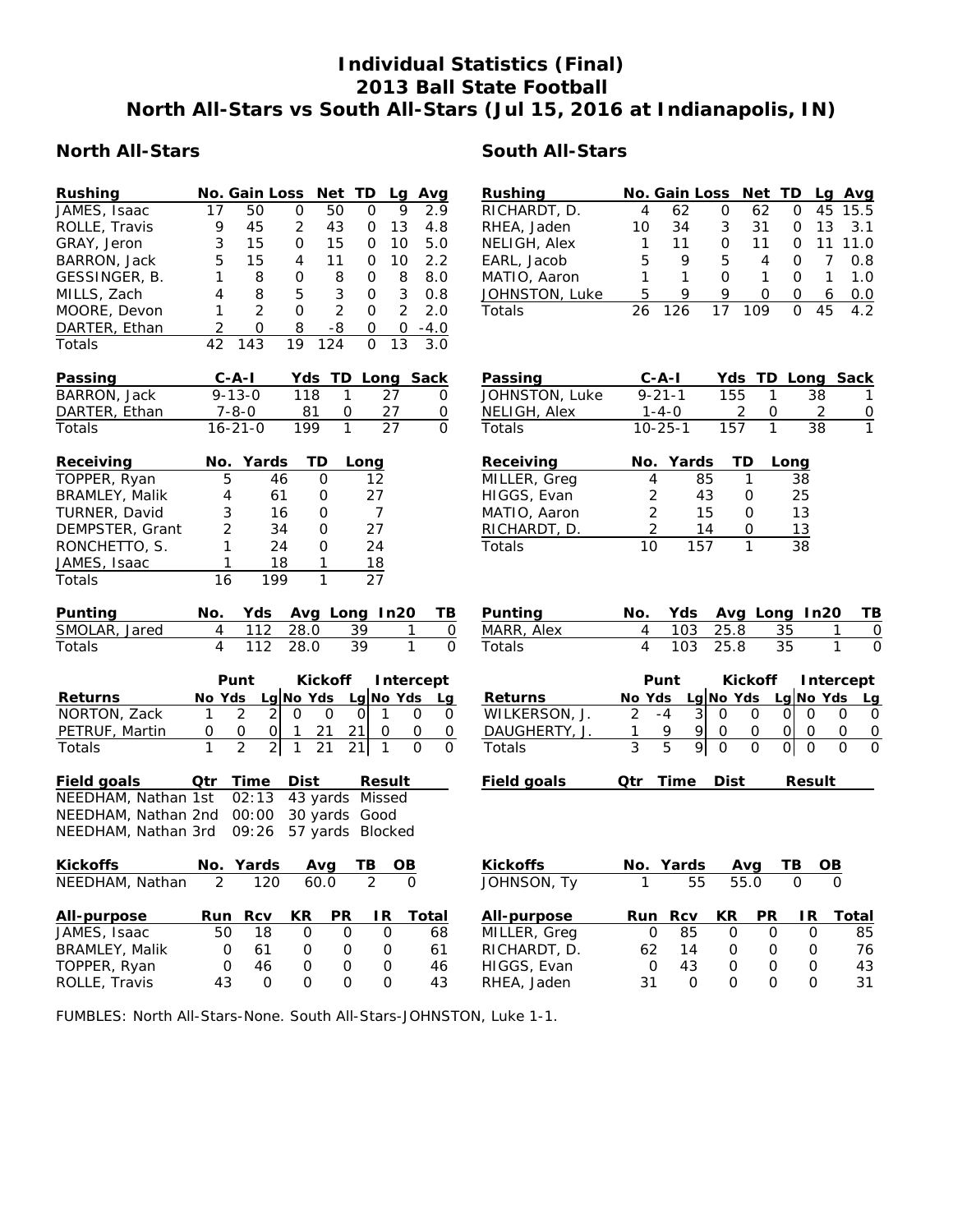# Individual Statistics (Final)
# 2013 Ball State Football
# North All-Stars vs South All-Stars (Jul 15, 2016 at Indianapolis, IN)

## North All-Stars

| Rushing | No. | Gain | Loss | Net | TD | Lg | Avg |
|---|---|---|---|---|---|---|---|
| JAMES, Isaac | 17 | 50 | 0 | 50 | 0 | 9 | 2.9 |
| ROLLE, Travis | 9 | 45 | 2 | 43 | 0 | 13 | 4.8 |
| GRAY, Jeron | 3 | 15 | 0 | 15 | 0 | 10 | 5.0 |
| BARRON, Jack | 5 | 15 | 4 | 11 | 0 | 10 | 2.2 |
| GESSINGER, B. | 1 | 8 | 0 | 8 | 0 | 8 | 8.0 |
| MILLS, Zach | 4 | 8 | 5 | 3 | 0 | 3 | 0.8 |
| MOORE, Devon | 1 | 2 | 0 | 2 | 0 | 2 | 2.0 |
| DARTER, Ethan | 2 | 0 | 8 | -8 | 0 | 0 | -4.0 |
| Totals | 42 | 143 | 19 | 124 | 0 | 13 | 3.0 |

| Passing | C-A-I | Yds | TD | Long | Sack |
|---|---|---|---|---|---|
| BARRON, Jack | 9-13-0 | 118 | 1 | 27 | 0 |
| DARTER, Ethan | 7-8-0 | 81 | 0 | 27 | 0 |
| Totals | 16-21-0 | 199 | 1 | 27 | 0 |

| Receiving | No. | Yards | TD | Long |
|---|---|---|---|---|
| TOPPER, Ryan | 5 | 46 | 0 | 12 |
| BRAMLEY, Malik | 4 | 61 | 0 | 27 |
| TURNER, David | 3 | 16 | 0 | 7 |
| DEMPSTER, Grant | 2 | 34 | 0 | 27 |
| RONCHETTO, S. | 1 | 24 | 0 | 24 |
| JAMES, Isaac | 1 | 18 | 1 | 18 |
| Totals | 16 | 199 | 1 | 27 |

| Punting | No. | Yds | Avg | Long | In20 | TB |
|---|---|---|---|---|---|---|
| SMOLAR, Jared | 4 | 112 | 28.0 | 39 | 1 | 0 |
| Totals | 4 | 112 | 28.0 | 39 | 1 | 0 |

| | Punt | | | Kickoff | | | Intercept | | |
|---|---|---|---|---|---|---|---|---|---|
| Returns | No | Yds | Lg | No | Yds | Lg | No | Yds | Lg |
| NORTON, Zack | 1 | 2 | 2 | 0 | 0 | 0 | 1 | 0 | 0 |
| PETRUF, Martin | 0 | 0 | 0 | 1 | 21 | 21 | 0 | 0 | 0 |
| Totals | 1 | 2 | 2 | 1 | 21 | 21 | 1 | 0 | 0 |

| Field goals | Qtr | Time | Dist | Result |
|---|---|---|---|---|
| NEEDHAM, Nathan | 1st | 02:13 | 43 yards | Missed |
| NEEDHAM, Nathan | 2nd | 00:00 | 30 yards | Good |
| NEEDHAM, Nathan | 3rd | 09:26 | 57 yards | Blocked |

| Kickoffs | No. | Yards | Avg | TB | OB |
|---|---|---|---|---|---|
| NEEDHAM, Nathan | 2 | 120 | 60.0 | 2 | 0 |

| All-purpose | Run | Rcv | KR | PR | IR | Total |
|---|---|---|---|---|---|---|
| JAMES, Isaac | 50 | 18 | 0 | 0 | 0 | 68 |
| BRAMLEY, Malik | 0 | 61 | 0 | 0 | 0 | 61 |
| TOPPER, Ryan | 0 | 46 | 0 | 0 | 0 | 46 |
| ROLLE, Travis | 43 | 0 | 0 | 0 | 0 | 43 |

## South All-Stars

| Rushing | No. | Gain | Loss | Net | TD | Lg | Avg |
|---|---|---|---|---|---|---|---|
| RICHARDT, D. | 4 | 62 | 0 | 62 | 0 | 45 | 15.5 |
| RHEA, Jaden | 10 | 34 | 3 | 31 | 0 | 13 | 3.1 |
| NELIGH, Alex | 1 | 11 | 0 | 11 | 0 | 11 | 11.0 |
| EARL, Jacob | 5 | 9 | 5 | 4 | 0 | 7 | 0.8 |
| MATIO, Aaron | 1 | 1 | 0 | 1 | 0 | 1 | 1.0 |
| JOHNSTON, Luke | 5 | 9 | 9 | 0 | 0 | 6 | 0.0 |
| Totals | 26 | 126 | 17 | 109 | 0 | 45 | 4.2 |

| Passing | C-A-I | Yds | TD | Long | Sack |
|---|---|---|---|---|---|
| JOHNSTON, Luke | 9-21-1 | 155 | 1 | 38 | 1 |
| NELIGH, Alex | 1-4-0 | 2 | 0 | 2 | 0 |
| Totals | 10-25-1 | 157 | 1 | 38 | 1 |

| Receiving | No. | Yards | TD | Long |
|---|---|---|---|---|
| MILLER, Greg | 4 | 85 | 1 | 38 |
| HIGGS, Evan | 2 | 43 | 0 | 25 |
| MATIO, Aaron | 2 | 15 | 0 | 13 |
| RICHARDT, D. | 2 | 14 | 0 | 13 |
| Totals | 10 | 157 | 1 | 38 |

| Punting | No. | Yds | Avg | Long | In20 | TB |
|---|---|---|---|---|---|---|
| MARR, Alex | 4 | 103 | 25.8 | 35 | 1 | 0 |
| Totals | 4 | 103 | 25.8 | 35 | 1 | 0 |

| | Punt | | | Kickoff | | | Intercept | | |
|---|---|---|---|---|---|---|---|---|---|
| Returns | No | Yds | Lg | No | Yds | Lg | No | Yds | Lg |
| WILKERSON, J. | 2 | -4 | 3 | 0 | 0 | 0 | 0 | 0 | 0 |
| DAUGHERTY, J. | 1 | 9 | 9 | 0 | 0 | 0 | 0 | 0 | 0 |
| Totals | 3 | 5 | 9 | 0 | 0 | 0 | 0 | 0 | 0 |

| Field goals | Qtr | Time | Dist | Result |
|---|---|---|---|---|

| Kickoffs | No. | Yards | Avg | TB | OB |
|---|---|---|---|---|---|
| JOHNSON, Ty | 1 | 55 | 55.0 | 0 | 0 |

| All-purpose | Run | Rcv | KR | PR | IR | Total |
|---|---|---|---|---|---|---|
| MILLER, Greg | 0 | 85 | 0 | 0 | 0 | 85 |
| RICHARDT, D. | 62 | 14 | 0 | 0 | 0 | 76 |
| HIGGS, Evan | 0 | 43 | 0 | 0 | 0 | 43 |
| RHEA, Jaden | 31 | 0 | 0 | 0 | 0 | 31 |

FUMBLES: North All-Stars-None. South All-Stars-JOHNSTON, Luke 1-1.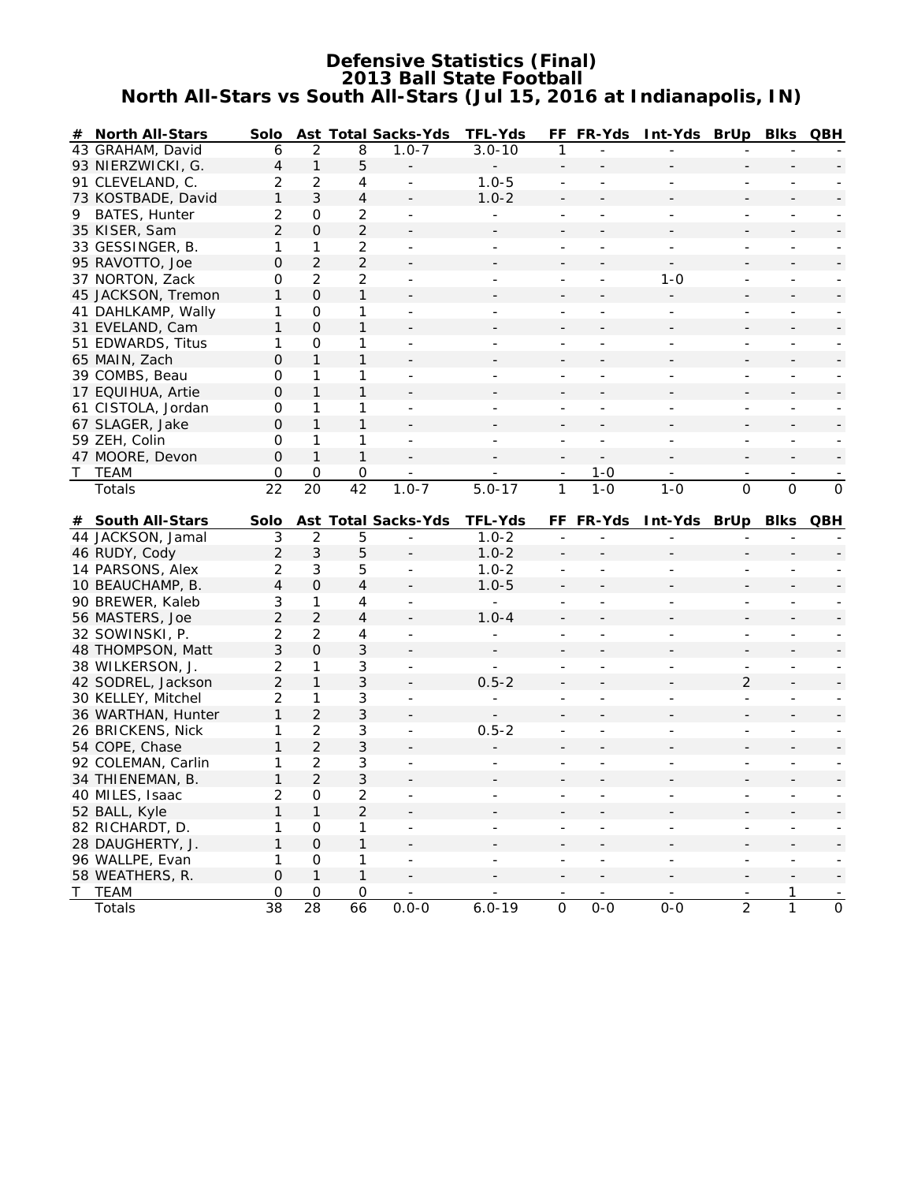# Defensive Statistics (Final)
## 2013 Ball State Football
## North All-Stars vs South All-Stars (Jul 15, 2016 at Indianapolis, IN)

| # | North All-Stars | Solo | Ast | Total | Sacks-Yds | TFL-Yds | FF | FR-Yds | Int-Yds | BrUp | Blks | QBH |
|---|---|---|---|---|---|---|---|---|---|---|---|---|
| 43 | GRAHAM, David | 6 | 2 | 8 | 1.0-7 | 3.0-10 | 1 | - | - | - | - | - |
| 93 | NIERZWICKI, G. | 4 | 1 | 5 | - | - | - | - | - | - | - | - |
| 91 | CLEVELAND, C. | 2 | 2 | 4 | - | 1.0-5 | - | - | - | - | - | - |
| 73 | KOSTBADE, David | 1 | 3 | 4 | - | 1.0-2 | - | - | - | - | - | - |
| 9 | BATES, Hunter | 2 | 0 | 2 | - | - | - | - | - | - | - | - |
| 35 | KISER, Sam | 2 | 0 | 2 | - | - | - | - | - | - | - | - |
| 33 | GESSINGER, B. | 1 | 1 | 2 | - | - | - | - | - | - | - | - |
| 95 | RAVOTTO, Joe | 0 | 2 | 2 | - | - | - | - | - | - | - | - |
| 37 | NORTON, Zack | 0 | 2 | 2 | - | - | - | - | 1-0 | - | - | - |
| 45 | JACKSON, Tremon | 1 | 0 | 1 | - | - | - | - | - | - | - | - |
| 41 | DAHLKAMP, Wally | 1 | 0 | 1 | - | - | - | - | - | - | - | - |
| 31 | EVELAND, Cam | 1 | 0 | 1 | - | - | - | - | - | - | - | - |
| 51 | EDWARDS, Titus | 1 | 0 | 1 | - | - | - | - | - | - | - | - |
| 65 | MAIN, Zach | 0 | 1 | 1 | - | - | - | - | - | - | - | - |
| 39 | COMBS, Beau | 0 | 1 | 1 | - | - | - | - | - | - | - | - |
| 17 | EQUIHUA, Artie | 0 | 1 | 1 | - | - | - | - | - | - | - | - |
| 61 | CISTOLA, Jordan | 0 | 1 | 1 | - | - | - | - | - | - | - | - |
| 67 | SLAGER, Jake | 0 | 1 | 1 | - | - | - | - | - | - | - | - |
| 59 | ZEH, Colin | 0 | 1 | 1 | - | - | - | - | - | - | - | - |
| 47 | MOORE, Devon | 0 | 1 | 1 | - | - | - | - | - | - | - | - |
| T | TEAM | 0 | 0 | 0 | - | - | - | 1-0 | - | - | - | - |
| | Totals | 22 | 20 | 42 | 1.0-7 | 5.0-17 | 1 | 1-0 | 1-0 | 0 | 0 | 0 |

| # | South All-Stars | Solo | Ast | Total | Sacks-Yds | TFL-Yds | FF | FR-Yds | Int-Yds | BrUp | Blks | QBH |
|---|---|---|---|---|---|---|---|---|---|---|---|---|
| 44 | JACKSON, Jamal | 3 | 2 | 5 | - | 1.0-2 | - | - | - | - | - | - |
| 46 | RUDY, Cody | 2 | 3 | 5 | - | 1.0-2 | - | - | - | - | - | - |
| 14 | PARSONS, Alex | 2 | 3 | 5 | - | 1.0-2 | - | - | - | - | - | - |
| 10 | BEAUCHAMP, B. | 4 | 0 | 4 | - | 1.0-5 | - | - | - | - | - | - |
| 90 | BREWER, Kaleb | 3 | 1 | 4 | - | - | - | - | - | - | - | - |
| 56 | MASTERS, Joe | 2 | 2 | 4 | - | 1.0-4 | - | - | - | - | - | - |
| 32 | SOWINSKI, P. | 2 | 2 | 4 | - | - | - | - | - | - | - | - |
| 48 | THOMPSON, Matt | 3 | 0 | 3 | - | - | - | - | - | - | - | - |
| 38 | WILKERSON, J. | 2 | 1 | 3 | - | - | - | - | - | - | - | - |
| 42 | SODREL, Jackson | 2 | 1 | 3 | - | 0.5-2 | - | - | - | 2 | - | - |
| 30 | KELLEY, Mitchel | 2 | 1 | 3 | - | - | - | - | - | - | - | - |
| 36 | WARTHAN, Hunter | 1 | 2 | 3 | - | - | - | - | - | - | - | - |
| 26 | BRICKENS, Nick | 1 | 2 | 3 | - | 0.5-2 | - | - | - | - | - | - |
| 54 | COPE, Chase | 1 | 2 | 3 | - | - | - | - | - | - | - | - |
| 92 | COLEMAN, Carlin | 1 | 2 | 3 | - | - | - | - | - | - | - | - |
| 34 | THIENEMAN, B. | 1 | 2 | 3 | - | - | - | - | - | - | - | - |
| 40 | MILES, Isaac | 2 | 0 | 2 | - | - | - | - | - | - | - | - |
| 52 | BALL, Kyle | 1 | 1 | 2 | - | - | - | - | - | - | - | - |
| 82 | RICHARDT, D. | 1 | 0 | 1 | - | - | - | - | - | - | - | - |
| 28 | DAUGHERTY, J. | 1 | 0 | 1 | - | - | - | - | - | - | - | - |
| 96 | WALLPE, Evan | 1 | 0 | 1 | - | - | - | - | - | - | - | - |
| 58 | WEATHERS, R. | 0 | 1 | 1 | - | - | - | - | - | - | - | - |
| T | TEAM | 0 | 0 | 0 | - | - | - | - | - | - | 1 | - |
| | Totals | 38 | 28 | 66 | 0.0-0 | 6.0-19 | 0 | 0-0 | 0-0 | 2 | 1 | 0 |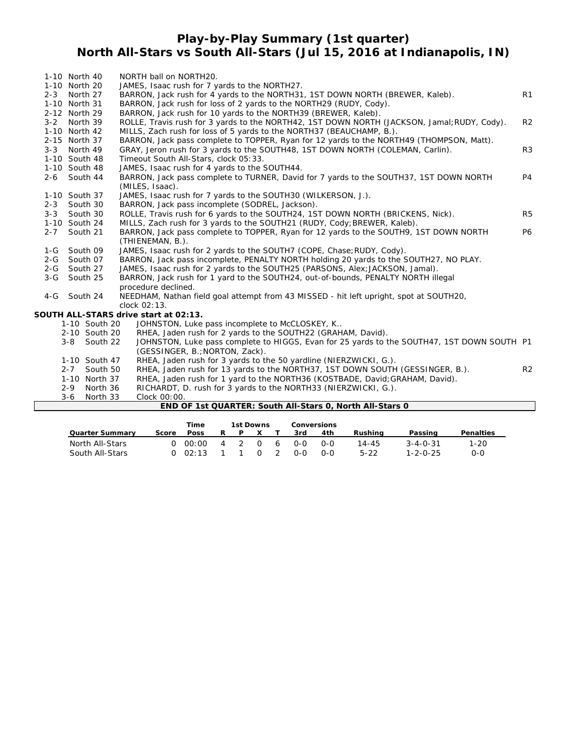# Play-by-Play Summary (1st quarter)
## North All-Stars vs South All-Stars (Jul 15, 2016 at Indianapolis, IN)

| Down | Spot | Play | |
|---|---|---|---|
| 1-10 | North 40 | NORTH ball on NORTH20. | |
| 1-10 | North 20 | JAMES, Isaac rush for 7 yards to the NORTH27. | |
| 2-3 | North 27 | BARRON, Jack rush for 4 yards to the NORTH31, 1ST DOWN NORTH (BREWER, Kaleb). | R1 |
| 1-10 | North 31 | BARRON, Jack rush for loss of 2 yards to the NORTH29 (RUDY, Cody). | |
| 2-12 | North 29 | BARRON, Jack rush for 10 yards to the NORTH39 (BREWER, Kaleb). | |
| 3-2 | North 39 | ROLLE, Travis rush for 3 yards to the NORTH42, 1ST DOWN NORTH (JACKSON, Jamal;RUDY, Cody). | R2 |
| 1-10 | North 42 | MILLS, Zach rush for loss of 5 yards to the NORTH37 (BEAUCHAMP, B.). | |
| 2-15 | North 37 | BARRON, Jack pass complete to TOPPER, Ryan for 12 yards to the NORTH49 (THOMPSON, Matt). | |
| 3-3 | North 49 | GRAY, Jeron rush for 3 yards to the SOUTH48, 1ST DOWN NORTH (COLEMAN, Carlin). | R3 |
| 1-10 | South 48 | Timeout South All-Stars, clock 05:33. | |
| 1-10 | South 48 | JAMES, Isaac rush for 4 yards to the SOUTH44. | |
| 2-6 | South 44 | BARRON, Jack pass complete to TURNER, David for 7 yards to the SOUTH37, 1ST DOWN NORTH (MILES, Isaac). | P4 |
| 1-10 | South 37 | JAMES, Isaac rush for 7 yards to the SOUTH30 (WILKERSON, J.). | |
| 2-3 | South 30 | BARRON, Jack pass incomplete (SODREL, Jackson). | |
| 3-3 | South 30 | ROLLE, Travis rush for 6 yards to the SOUTH24, 1ST DOWN NORTH (BRICKENS, Nick). | R5 |
| 1-10 | South 24 | MILLS, Zach rush for 3 yards to the SOUTH21 (RUDY, Cody;BREWER, Kaleb). | |
| 2-7 | South 21 | BARRON, Jack pass complete to TOPPER, Ryan for 12 yards to the SOUTH9, 1ST DOWN NORTH (THIENEMAN, B.). | P6 |
| 1-G | South 09 | JAMES, Isaac rush for 2 yards to the SOUTH7 (COPE, Chase;RUDY, Cody). | |
| 2-G | South 07 | BARRON, Jack pass incomplete, PENALTY NORTH holding 20 yards to the SOUTH27, NO PLAY. | |
| 2-G | South 27 | JAMES, Isaac rush for 2 yards to the SOUTH25 (PARSONS, Alex;JACKSON, Jamal). | |
| 3-G | South 25 | BARRON, Jack rush for 1 yard to the SOUTH24, out-of-bounds, PENALTY NORTH illegal procedure declined. | |
| 4-G | South 24 | NEEDHAM, Nathan field goal attempt from 43 MISSED - hit left upright, spot at SOUTH20, clock 02:13. | |

**SOUTH ALL-STARS drive start at 02:13.**

| Down | Spot | Play | |
|---|---|---|---|
| 1-10 | South 20 | JOHNSTON, Luke pass incomplete to McCLOSKEY, K.. | |
| 2-10 | South 20 | RHEA, Jaden rush for 2 yards to the SOUTH22 (GRAHAM, David). | |
| 3-8 | South 22 | JOHNSTON, Luke pass complete to HIGGS, Evan for 25 yards to the SOUTH47, 1ST DOWN SOUTH (GESSINGER, B.;NORTON, Zack). | P1 |
| 1-10 | South 47 | RHEA, Jaden rush for 3 yards to the 50 yardline (NIERZWICKI, G.). | |
| 2-7 | South 50 | RHEA, Jaden rush for 13 yards to the NORTH37, 1ST DOWN SOUTH (GESSINGER, B.). | R2 |
| 1-10 | North 37 | RHEA, Jaden rush for 1 yard to the NORTH36 (KOSTBADE, David;GRAHAM, David). | |
| 2-9 | North 36 | RICHARDT, D. rush for 3 yards to the NORTH33 (NIERZWICKI, G.). | |
| 3-6 | North 33 | Clock 00:00. | |

**END OF 1st QUARTER: South All-Stars 0, North All-Stars 0**

| Quarter Summary | Score | Time Poss | 1st Downs R | P | X | T | Conversions 3rd | 4th | Rushing | Passing | Penalties |
|---|---|---|---|---|---|---|---|---|---|---|---|
| North All-Stars | 0 | 00:00 | 4 | 2 | 0 | 6 | 0-0 | 0-0 | 14-45 | 3-4-0-31 | 1-20 |
| South All-Stars | 0 | 02:13 | 1 | 1 | 0 | 2 | 0-0 | 0-0 | 5-22 | 1-2-0-25 | 0-0 |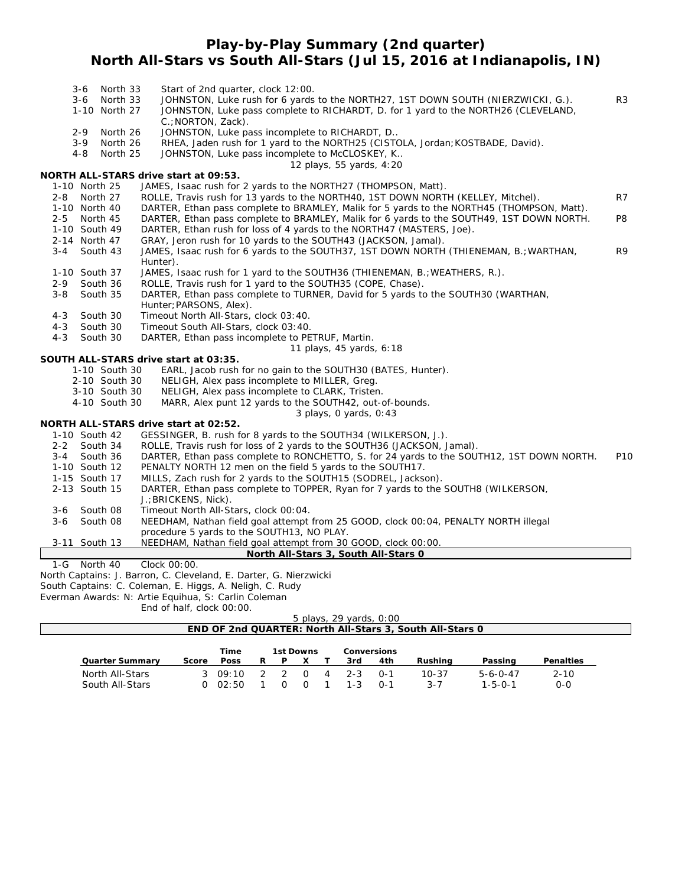# Play-by-Play Summary (2nd quarter)
## North All-Stars vs South All-Stars (Jul 15, 2016 at Indianapolis, IN)

| Down | Spot | Play | |
|---|---|---|---|
| 3-6 | North 33 | Start of 2nd quarter, clock 12:00. | |
| 3-6 | North 33 | JOHNSTON, Luke rush for 6 yards to the NORTH27, 1ST DOWN SOUTH (NIERZWICKI, G.). | R3 |
| 1-10 | North 27 | JOHNSTON, Luke pass complete to RICHARDT, D. for 1 yard to the NORTH26 (CLEVELAND, C.;NORTON, Zack). | |
| 2-9 | North 26 | JOHNSTON, Luke pass incomplete to RICHARDT, D.. | |
| 3-9 | North 26 | RHEA, Jaden rush for 1 yard to the NORTH25 (CISTOLA, Jordan;KOSTBADE, David). | |
| 4-8 | North 25 | JOHNSTON, Luke pass incomplete to McCLOSKEY, K.. | |
| | | 12 plays, 55 yards, 4:20 | |

**NORTH ALL-STARS drive start at 09:53.**

| Down | Spot | Play | |
|---|---|---|---|
| 1-10 | North 25 | JAMES, Isaac rush for 2 yards to the NORTH27 (THOMPSON, Matt). | |
| 2-8 | North 27 | ROLLE, Travis rush for 13 yards to the NORTH40, 1ST DOWN NORTH (KELLEY, Mitchel). | R7 |
| 1-10 | North 40 | DARTER, Ethan pass complete to BRAMLEY, Malik for 5 yards to the NORTH45 (THOMPSON, Matt). | |
| 2-5 | North 45 | DARTER, Ethan pass complete to BRAMLEY, Malik for 6 yards to the SOUTH49, 1ST DOWN NORTH. | P8 |
| 1-10 | South 49 | DARTER, Ethan rush for loss of 4 yards to the NORTH47 (MASTERS, Joe). | |
| 2-14 | North 47 | GRAY, Jeron rush for 10 yards to the SOUTH43 (JACKSON, Jamal). | |
| 3-4 | South 43 | JAMES, Isaac rush for 6 yards to the SOUTH37, 1ST DOWN NORTH (THIENEMAN, B.;WARTHAN, Hunter). | R9 |
| 1-10 | South 37 | JAMES, Isaac rush for 1 yard to the SOUTH36 (THIENEMAN, B.;WEATHERS, R.). | |
| 2-9 | South 36 | ROLLE, Travis rush for 1 yard to the SOUTH35 (COPE, Chase). | |
| 3-8 | South 35 | DARTER, Ethan pass complete to TURNER, David for 5 yards to the SOUTH30 (WARTHAN, Hunter;PARSONS, Alex). | |
| 4-3 | South 30 | Timeout North All-Stars, clock 03:40. | |
| 4-3 | South 30 | Timeout South All-Stars, clock 03:40. | |
| 4-3 | South 30 | DARTER, Ethan pass incomplete to PETRUF, Martin. | |
| | | 11 plays, 45 yards, 6:18 | |

**SOUTH ALL-STARS drive start at 03:35.**

| Down | Spot | Play |
|---|---|---|
| 1-10 | South 30 | EARL, Jacob rush for no gain to the SOUTH30 (BATES, Hunter). |
| 2-10 | South 30 | NELIGH, Alex pass incomplete to MILLER, Greg. |
| 3-10 | South 30 | NELIGH, Alex pass incomplete to CLARK, Tristen. |
| 4-10 | South 30 | MARR, Alex punt 12 yards to the SOUTH42, out-of-bounds. |
| | | 3 plays, 0 yards, 0:43 |

**NORTH ALL-STARS drive start at 02:52.**

| Down | Spot | Play | |
|---|---|---|---|
| 1-10 | South 42 | GESSINGER, B. rush for 8 yards to the SOUTH34 (WILKERSON, J.). | |
| 2-2 | South 34 | ROLLE, Travis rush for loss of 2 yards to the SOUTH36 (JACKSON, Jamal). | |
| 3-4 | South 36 | DARTER, Ethan pass complete to RONCHETTO, S. for 24 yards to the SOUTH12, 1ST DOWN NORTH. | P10 |
| 1-10 | South 12 | PENALTY NORTH 12 men on the field 5 yards to the SOUTH17. | |
| 1-15 | South 17 | MILLS, Zach rush for 2 yards to the SOUTH15 (SODREL, Jackson). | |
| 2-13 | South 15 | DARTER, Ethan pass complete to TOPPER, Ryan for 7 yards to the SOUTH8 (WILKERSON, J.;BRICKENS, Nick). | |
| 3-6 | South 08 | Timeout North All-Stars, clock 00:04. | |
| 3-6 | South 08 | NEEDHAM, Nathan field goal attempt from 25 GOOD, clock 00:04, PENALTY NORTH illegal procedure 5 yards to the SOUTH13, NO PLAY. | |
| 3-11 | South 13 | NEEDHAM, Nathan field goal attempt from 30 GOOD, clock 00:00. | |

**North All-Stars 3, South All-Stars 0**

1-G North 40 Clock 00:00.

North Captains: J. Barron, C. Cleveland, E. Darter, G. Nierzwicki

South Captains: C. Coleman, E. Higgs, A. Neligh, C. Rudy

Everman Awards: N: Artie Equihua, S: Carlin Coleman

End of half, clock 00:00.

5 plays, 29 yards, 0:00

**END OF 2nd QUARTER: North All-Stars 3, South All-Stars 0**

| Quarter Summary | Score | Time Poss | 1st Downs R | P | X | T | Conversions 3rd | 4th | Rushing | Passing | Penalties |
|---|---|---|---|---|---|---|---|---|---|---|---|
| North All-Stars | 3 | 09:10 | 2 | 2 | 0 | 4 | 2-3 | 0-1 | 10-37 | 5-6-0-47 | 2-10 |
| South All-Stars | 0 | 02:50 | 1 | 0 | 0 | 1 | 1-3 | 0-1 | 3-7 | 1-5-0-1 | 0-0 |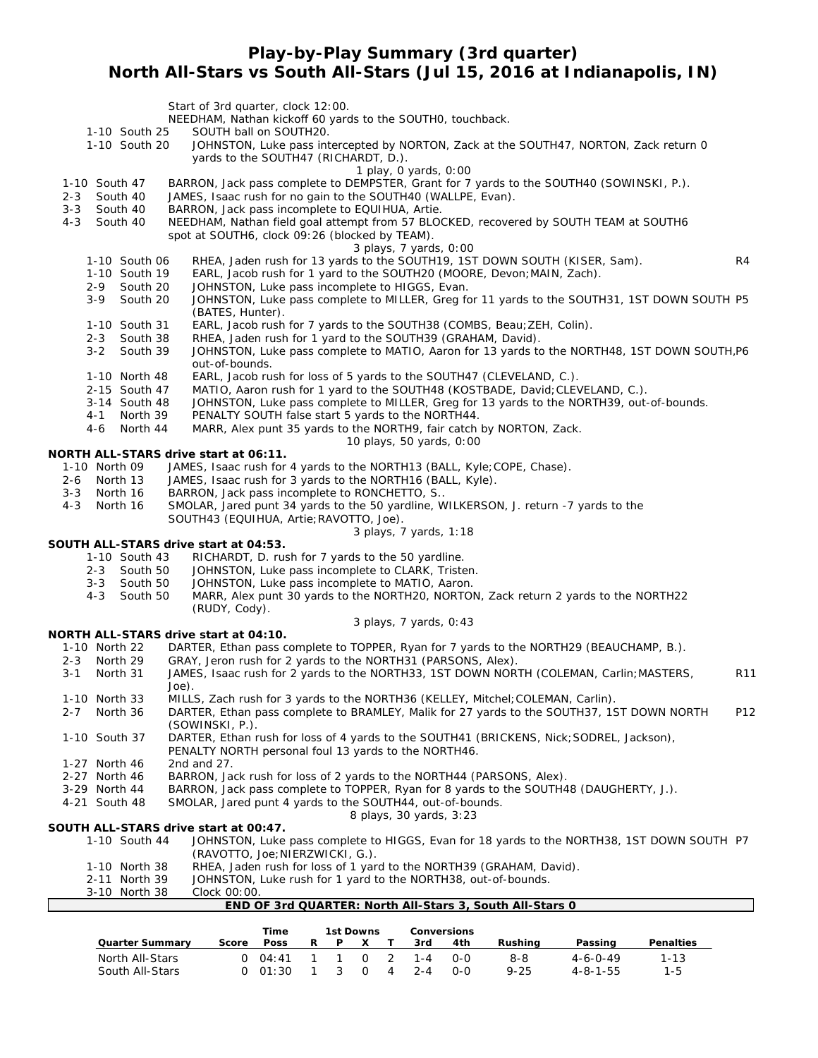# Play-by-Play Summary (3rd quarter)
## North All-Stars vs South All-Stars (Jul 15, 2016 at Indianapolis, IN)

Start of 3rd quarter, clock 12:00.
NEEDHAM, Nathan kickoff 60 yards to the SOUTH0, touchback.

| Down | Spot | Play | |
|---|---|---|---|
| 1-10 | South 25 | SOUTH ball on SOUTH20. | |
| 1-10 | South 20 | JOHNSTON, Luke pass intercepted by NORTON, Zack at the SOUTH47, NORTON, Zack return 0 yards to the SOUTH47 (RICHARDT, D.). | |
| | | 1 play, 0 yards, 0:00 | |
| 1-10 | South 47 | BARRON, Jack pass complete to DEMPSTER, Grant for 7 yards to the SOUTH40 (SOWINSKI, P.). | |
| 2-3 | South 40 | JAMES, Isaac rush for no gain to the SOUTH40 (WALLPE, Evan). | |
| 3-3 | South 40 | BARRON, Jack pass incomplete to EQUIHUA, Artie. | |
| 4-3 | South 40 | NEEDHAM, Nathan field goal attempt from 57 BLOCKED, recovered by SOUTH TEAM at SOUTH6 spot at SOUTH6, clock 09:26 (blocked by TEAM). | |
| | | 3 plays, 7 yards, 0:00 | |
| 1-10 | South 06 | RHEA, Jaden rush for 13 yards to the SOUTH19, 1ST DOWN SOUTH (KISER, Sam). | R4 |
| 1-10 | South 19 | EARL, Jacob rush for 1 yard to the SOUTH20 (MOORE, Devon;MAIN, Zach). | |
| 2-9 | South 20 | JOHNSTON, Luke pass incomplete to HIGGS, Evan. | |
| 3-9 | South 20 | JOHNSTON, Luke pass complete to MILLER, Greg for 11 yards to the SOUTH31, 1ST DOWN SOUTH (BATES, Hunter). | P5 |
| 1-10 | South 31 | EARL, Jacob rush for 7 yards to the SOUTH38 (COMBS, Beau;ZEH, Colin). | |
| 2-3 | South 38 | RHEA, Jaden rush for 1 yard to the SOUTH39 (GRAHAM, David). | |
| 3-2 | South 39 | JOHNSTON, Luke pass complete to MATIO, Aaron for 13 yards to the NORTH48, 1ST DOWN SOUTH, out-of-bounds. | P6 |
| 1-10 | North 48 | EARL, Jacob rush for loss of 5 yards to the SOUTH47 (CLEVELAND, C.). | |
| 2-15 | South 47 | MATIO, Aaron rush for 1 yard to the SOUTH48 (KOSTBADE, David;CLEVELAND, C.). | |
| 3-14 | South 48 | JOHNSTON, Luke pass complete to MILLER, Greg for 13 yards to the NORTH39, out-of-bounds. | |
| 4-1 | North 39 | PENALTY SOUTH false start 5 yards to the NORTH44. | |
| 4-6 | North 44 | MARR, Alex punt 35 yards to the NORTH9, fair catch by NORTON, Zack. | |
| | | 10 plays, 50 yards, 0:00 | |

**NORTH ALL-STARS drive start at 06:11.**

| Down | Spot | Play | |
|---|---|---|---|
| 1-10 | North 09 | JAMES, Isaac rush for 4 yards to the NORTH13 (BALL, Kyle;COPE, Chase). | |
| 2-6 | North 13 | JAMES, Isaac rush for 3 yards to the NORTH16 (BALL, Kyle). | |
| 3-3 | North 16 | BARRON, Jack pass incomplete to RONCHETTO, S.. | |
| 4-3 | North 16 | SMOLAR, Jared punt 34 yards to the 50 yardline, WILKERSON, J. return -7 yards to the SOUTH43 (EQUIHUA, Artie;RAVOTTO, Joe). | |
| | | 3 plays, 7 yards, 1:18 | |

**SOUTH ALL-STARS drive start at 04:53.**

| Down | Spot | Play | |
|---|---|---|---|
| 1-10 | South 43 | RICHARDT, D. rush for 7 yards to the 50 yardline. | |
| 2-3 | South 50 | JOHNSTON, Luke pass incomplete to CLARK, Tristen. | |
| 3-3 | South 50 | JOHNSTON, Luke pass incomplete to MATIO, Aaron. | |
| 4-3 | South 50 | MARR, Alex punt 30 yards to the NORTH20, NORTON, Zack return 2 yards to the NORTH22 (RUDY, Cody). | |
| | | 3 plays, 7 yards, 0:43 | |

**NORTH ALL-STARS drive start at 04:10.**

| Down | Spot | Play | |
|---|---|---|---|
| 1-10 | North 22 | DARTER, Ethan pass complete to TOPPER, Ryan for 7 yards to the NORTH29 (BEAUCHAMP, B.). | |
| 2-3 | North 29 | GRAY, Jeron rush for 2 yards to the NORTH31 (PARSONS, Alex). | |
| 3-1 | North 31 | JAMES, Isaac rush for 2 yards to the NORTH33, 1ST DOWN NORTH (COLEMAN, Carlin;MASTERS, Joe). | R11 |
| 1-10 | North 33 | MILLS, Zach rush for 3 yards to the NORTH36 (KELLEY, Mitchel;COLEMAN, Carlin). | |
| 2-7 | North 36 | DARTER, Ethan pass complete to BRAMLEY, Malik for 27 yards to the SOUTH37, 1ST DOWN NORTH (SOWINSKI, P.). | P12 |
| 1-10 | South 37 | DARTER, Ethan rush for loss of 4 yards to the SOUTH41 (BRICKENS, Nick;SODREL, Jackson), PENALTY NORTH personal foul 13 yards to the NORTH46. | |
| 1-27 | North 46 | 2nd and 27. | |
| 2-27 | North 46 | BARRON, Jack rush for loss of 2 yards to the NORTH44 (PARSONS, Alex). | |
| 3-29 | North 44 | BARRON, Jack pass complete to TOPPER, Ryan for 8 yards to the SOUTH48 (DAUGHERTY, J.). | |
| 4-21 | South 48 | SMOLAR, Jared punt 4 yards to the SOUTH44, out-of-bounds. | |
| | | 8 plays, 30 yards, 3:23 | |

**SOUTH ALL-STARS drive start at 00:47.**

| Down | Spot | Play | |
|---|---|---|---|
| 1-10 | South 44 | JOHNSTON, Luke pass complete to HIGGS, Evan for 18 yards to the NORTH38, 1ST DOWN SOUTH (RAVOTTO, Joe;NIERZWICKI, G.). | P7 |
| 1-10 | North 38 | RHEA, Jaden rush for loss of 1 yard to the NORTH39 (GRAHAM, David). | |
| 2-11 | North 39 | JOHNSTON, Luke rush for 1 yard to the NORTH38, out-of-bounds. | |
| 3-10 | North 38 | Clock 00:00. | |

**END OF 3rd QUARTER: North All-Stars 3, South All-Stars 0**

| Quarter Summary | Score | Time Poss | 1st Downs R | P | X | T | Conversions 3rd | 4th | Rushing | Passing | Penalties |
|---|---|---|---|---|---|---|---|---|---|---|---|
| North All-Stars | 0 | 04:41 | 1 | 1 | 0 | 2 | 1-4 | 0-0 | 8-8 | 4-6-0-49 | 1-13 |
| South All-Stars | 0 | 01:30 | 1 | 3 | 0 | 4 | 2-4 | 0-0 | 9-25 | 4-8-1-55 | 1-5 |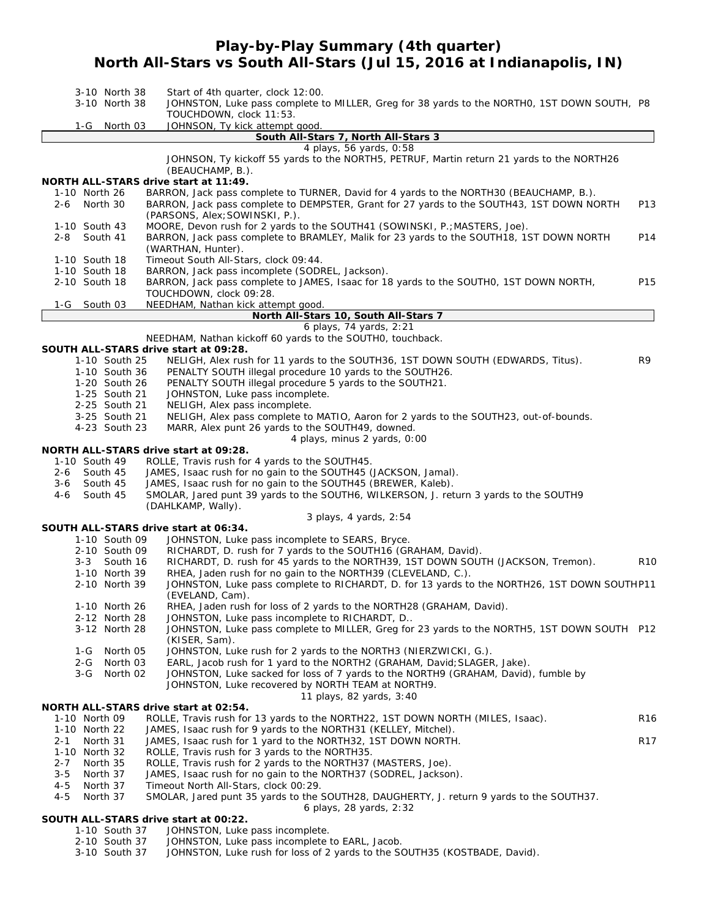# Play-by-Play Summary (4th quarter)
## North All-Stars vs South All-Stars (Jul 15, 2016 at Indianapolis, IN)

| Down | | Play | |
|---|---|---|---|
| 3-10 North 38 | | Start of 4th quarter, clock 12:00. | |
| 3-10 North 38 | | JOHNSTON, Luke pass complete to MILLER, Greg for 38 yards to the NORTH0, 1ST DOWN SOUTH, TOUCHDOWN, clock 11:53. | P8 |
| 1-G North 03 | | JOHNSON, Ty kick attempt good. | |

**South All-Stars 7, North All-Stars 3**

4 plays, 56 yards, 0:58

JOHNSON, Ty kickoff 55 yards to the NORTH5, PETRUF, Martin return 21 yards to the NORTH26 (BEAUCHAMP, B.).

**NORTH ALL-STARS drive start at 11:49.**

| Down | Play | |
|---|---|---|
| 1-10 North 26 | BARRON, Jack pass complete to TURNER, David for 4 yards to the NORTH30 (BEAUCHAMP, B.). | |
| 2-6 North 30 | BARRON, Jack pass complete to DEMPSTER, Grant for 27 yards to the SOUTH43, 1ST DOWN NORTH (PARSONS, Alex;SOWINSKI, P.). | P13 |
| 1-10 South 43 | MOORE, Devon rush for 2 yards to the SOUTH41 (SOWINSKI, P.;MASTERS, Joe). | |
| 2-8 South 41 | BARRON, Jack pass complete to BRAMLEY, Malik for 23 yards to the SOUTH18, 1ST DOWN NORTH (WARTHAN, Hunter). | P14 |
| 1-10 South 18 | Timeout South All-Stars, clock 09:44. | |
| 1-10 South 18 | BARRON, Jack pass incomplete (SODREL, Jackson). | |
| 2-10 South 18 | BARRON, Jack pass complete to JAMES, Isaac for 18 yards to the SOUTH0, 1ST DOWN NORTH, TOUCHDOWN, clock 09:28. | P15 |
| 1-G South 03 | NEEDHAM, Nathan kick attempt good. | |

**North All-Stars 10, South All-Stars 7**

6 plays, 74 yards, 2:21

NEEDHAM, Nathan kickoff 60 yards to the SOUTH0, touchback.

**SOUTH ALL-STARS drive start at 09:28.**

| Down | Play | |
|---|---|---|
| 1-10 South 25 | NELIGH, Alex rush for 11 yards to the SOUTH36, 1ST DOWN SOUTH (EDWARDS, Titus). | R9 |
| 1-10 South 36 | PENALTY SOUTH illegal procedure 10 yards to the SOUTH26. | |
| 1-20 South 26 | PENALTY SOUTH illegal procedure 5 yards to the SOUTH21. | |
| 1-25 South 21 | JOHNSTON, Luke pass incomplete. | |
| 2-25 South 21 | NELIGH, Alex pass incomplete. | |
| 3-25 South 21 | NELIGH, Alex pass complete to MATIO, Aaron for 2 yards to the SOUTH23, out-of-bounds. | |
| 4-23 South 23 | MARR, Alex punt 26 yards to the SOUTH49, downed. | |

4 plays, minus 2 yards, 0:00

**NORTH ALL-STARS drive start at 09:28.**

| Down | Play | |
|---|---|---|
| 1-10 South 49 | ROLLE, Travis rush for 4 yards to the SOUTH45. | |
| 2-6 South 45 | JAMES, Isaac rush for no gain to the SOUTH45 (JACKSON, Jamal). | |
| 3-6 South 45 | JAMES, Isaac rush for no gain to the SOUTH45 (BREWER, Kaleb). | |
| 4-6 South 45 | SMOLAR, Jared punt 39 yards to the SOUTH6, WILKERSON, J. return 3 yards to the SOUTH9 (DAHLKAMP, Wally). | |

3 plays, 4 yards, 2:54

**SOUTH ALL-STARS drive start at 06:34.**

| Down | Play | |
|---|---|---|
| 1-10 South 09 | JOHNSTON, Luke pass incomplete to SEARS, Bryce. | |
| 2-10 South 09 | RICHARDT, D. rush for 7 yards to the SOUTH16 (GRAHAM, David). | |
| 3-3 South 16 | RICHARDT, D. rush for 45 yards to the NORTH39, 1ST DOWN SOUTH (JACKSON, Tremon). | R10 |
| 1-10 North 39 | RHEA, Jaden rush for no gain to the NORTH39 (CLEVELAND, C.). | |
| 2-10 North 39 | JOHNSTON, Luke pass complete to RICHARDT, D. for 13 yards to the NORTH26, 1ST DOWN SOUTH (EVELAND, Cam). | P11 |
| 1-10 North 26 | RHEA, Jaden rush for loss of 2 yards to the NORTH28 (GRAHAM, David). | |
| 2-12 North 28 | JOHNSTON, Luke pass incomplete to RICHARDT, D.. | |
| 3-12 North 28 | JOHNSTON, Luke pass complete to MILLER, Greg for 23 yards to the NORTH5, 1ST DOWN SOUTH (KISER, Sam). | P12 |
| 1-G North 05 | JOHNSTON, Luke rush for 2 yards to the NORTH3 (NIERZWICKI, G.). | |
| 2-G North 03 | EARL, Jacob rush for 1 yard to the NORTH2 (GRAHAM, David;SLAGER, Jake). | |
| 3-G North 02 | JOHNSTON, Luke sacked for loss of 7 yards to the NORTH9 (GRAHAM, David), fumble by JOHNSTON, Luke recovered by NORTH TEAM at NORTH9. | |

11 plays, 82 yards, 3:40

**NORTH ALL-STARS drive start at 02:54.**

| Down | Play | |
|---|---|---|
| 1-10 North 09 | ROLLE, Travis rush for 13 yards to the NORTH22, 1ST DOWN NORTH (MILES, Isaac). | R16 |
| 1-10 North 22 | JAMES, Isaac rush for 9 yards to the NORTH31 (KELLEY, Mitchel). | |
| 2-1 North 31 | JAMES, Isaac rush for 1 yard to the NORTH32, 1ST DOWN NORTH. | R17 |
| 1-10 North 32 | ROLLE, Travis rush for 3 yards to the NORTH35. | |
| 2-7 North 35 | ROLLE, Travis rush for 2 yards to the NORTH37 (MASTERS, Joe). | |
| 3-5 North 37 | JAMES, Isaac rush for no gain to the NORTH37 (SODREL, Jackson). | |
| 4-5 North 37 | Timeout North All-Stars, clock 00:29. | |
| 4-5 North 37 | SMOLAR, Jared punt 35 yards to the SOUTH28, DAUGHERTY, J. return 9 yards to the SOUTH37. | |

6 plays, 28 yards, 2:32

**SOUTH ALL-STARS drive start at 00:22.**

| Down | Play |
|---|---|
| 1-10 South 37 | JOHNSTON, Luke pass incomplete. |
| 2-10 South 37 | JOHNSTON, Luke pass incomplete to EARL, Jacob. |
| 3-10 South 37 | JOHNSTON, Luke rush for loss of 2 yards to the SOUTH35 (KOSTBADE, David). |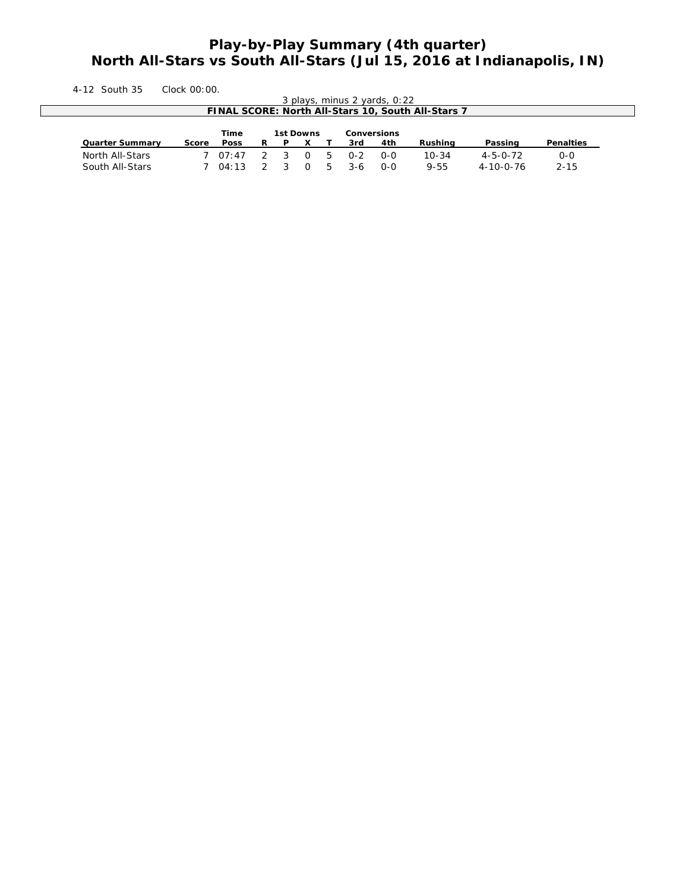# Play-by-Play Summary (4th quarter)
# North All-Stars vs South All-Stars (Jul 15, 2016 at Indianapolis, IN)

4-12 South 35 Clock 00:00.

*3 plays, minus 2 yards, 0:22*

**FINAL SCORE: North All-Stars 10, South All-Stars 7**

| | | Time | 1st Downs | | | | Conversions | | | | |
|---|---|---|---|---|---|---|---|---|---|---|---|
| Quarter Summary | Score | Poss | R | P | X | T | 3rd | 4th | Rushing | Passing | Penalties |
| North All-Stars | 7 | 07:47 | 2 | 3 | 0 | 5 | 0-2 | 0-0 | 10-34 | 4-5-0-72 | 0-0 |
| South All-Stars | 7 | 04:13 | 2 | 3 | 0 | 5 | 3-6 | 0-0 | 9-55 | 4-10-0-76 | 2-15 |